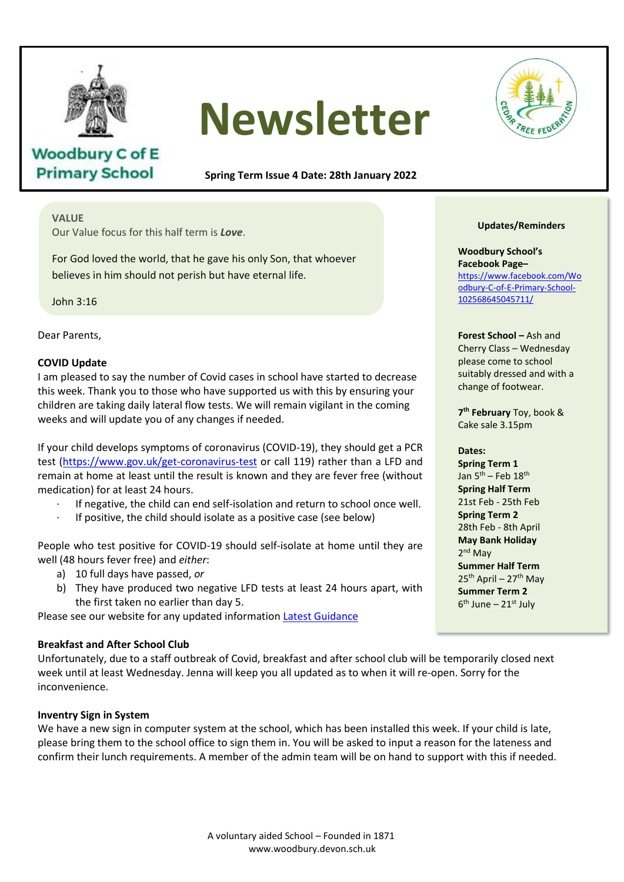Woodbury C of E Primary School

# Newsletter

**Spring Term Issue 4 Date: 28th January 2022**

**VALUE**
Our Value focus for this half term is ***Love***.

For God loved the world, that he gave his only Son, that whoever believes in him should not perish but have eternal life.

John 3:16

Dear Parents,

**COVID Update**
I am pleased to say the number of Covid cases in school have started to decrease this week. Thank you to those who have supported us with this by ensuring your children are taking daily lateral flow tests. We will remain vigilant in the coming weeks and will update you of any changes if needed.

If your child develops symptoms of coronavirus (COVID-19), they should get a PCR test (https://www.gov.uk/get-coronavirus-test or call 119) rather than a LFD and remain at home at least until the result is known and they are fever free (without medication) for at least 24 hours.

- If negative, the child can end self-isolation and return to school once well.
- If positive, the child should isolate as a positive case (see below)

People who test positive for COVID-19 should self-isolate at home until they are well (48 hours fever free) and *either*:

a) 10 full days have passed, *or*
b) They have produced two negative LFD tests at least 24 hours apart, with the first taken no earlier than day 5.

Please see our website for any updated information Latest Guidance

**Breakfast and After School Club**
Unfortunately, due to a staff outbreak of Covid, breakfast and after school club will be temporarily closed next week until at least Wednesday. Jenna will keep you all updated as to when it will re-open. Sorry for the inconvenience.

**Inventry Sign in System**
We have a new sign in computer system at the school, which has been installed this week. If your child is late, please bring them to the school office to sign them in. You will be asked to input a reason for the lateness and confirm their lunch requirements. A member of the admin team will be on hand to support with this if needed.

**Updates/Reminders**

**Woodbury School's Facebook Page–** https://www.facebook.com/Woodbury-C-of-E-Primary-School-102568645045711/

**Forest School –** Ash and Cherry Class – Wednesday please come to school suitably dressed and with a change of footwear.

**7th February** Toy, book & Cake sale 3.15pm

**Dates:**
**Spring Term 1**
Jan 5th – Feb 18th
**Spring Half Term**
21st Feb - 25th Feb
**Spring Term 2**
28th Feb - 8th April
**May Bank Holiday**
2nd May
**Summer Half Term**
25th April – 27th May
**Summer Term 2**
6th June – 21st July

A voluntary aided School – Founded in 1871
www.woodbury.devon.sch.uk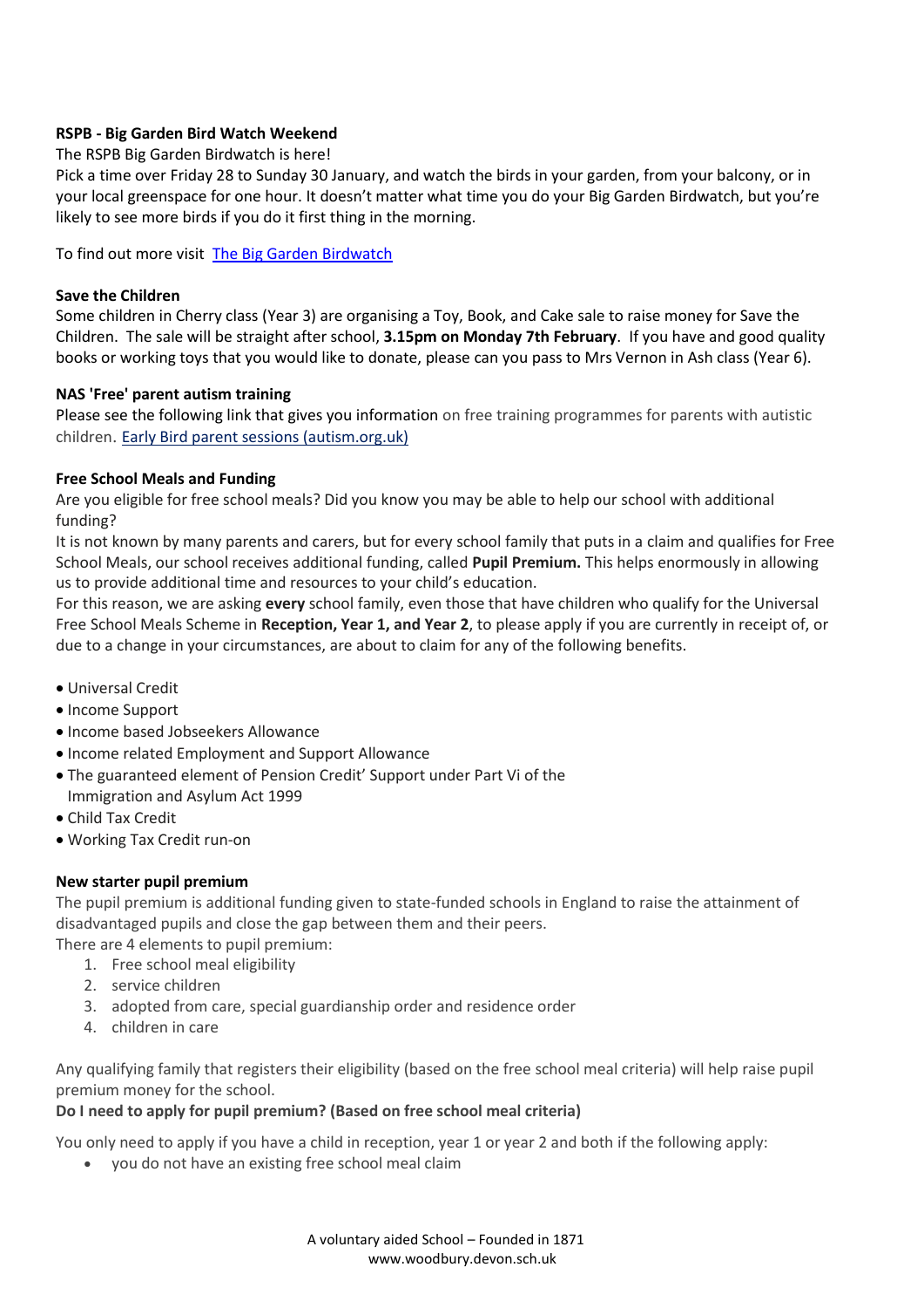**RSPB - Big Garden Bird Watch Weekend**

The RSPB Big Garden Birdwatch is here!

Pick a time over Friday 28 to Sunday 30 January, and watch the birds in your garden, from your balcony, or in your local greenspace for one hour. It doesn't matter what time you do your Big Garden Birdwatch, but you're likely to see more birds if you do it first thing in the morning.

To find out more visit [The Big Garden Birdwatch]()

**Save the Children**

Some children in Cherry class (Year 3) are organising a Toy, Book, and Cake sale to raise money for Save the Children. The sale will be straight after school, **3.15pm on Monday 7th February**. If you have and good quality books or working toys that you would like to donate, please can you pass to Mrs Vernon in Ash class (Year 6).

**NAS 'Free' parent autism training**

Please see the following link that gives you information on free training programmes for parents with autistic children. [Early Bird parent sessions (autism.org.uk)]()

**Free School Meals and Funding**

Are you eligible for free school meals? Did you know you may be able to help our school with additional funding?

It is not known by many parents and carers, but for every school family that puts in a claim and qualifies for Free School Meals, our school receives additional funding, called **Pupil Premium.** This helps enormously in allowing us to provide additional time and resources to your child's education.

For this reason, we are asking **every** school family, even those that have children who qualify for the Universal Free School Meals Scheme in **Reception, Year 1, and Year 2**, to please apply if you are currently in receipt of, or due to a change in your circumstances, are about to claim for any of the following benefits.

- Universal Credit
- Income Support
- Income based Jobseekers Allowance
- Income related Employment and Support Allowance
- The guaranteed element of Pension Credit' Support under Part Vi of the Immigration and Asylum Act 1999
- Child Tax Credit
- Working Tax Credit run-on

**New starter pupil premium**

The pupil premium is additional funding given to state-funded schools in England to raise the attainment of disadvantaged pupils and close the gap between them and their peers.

There are 4 elements to pupil premium:

1. Free school meal eligibility
2. service children
3. adopted from care, special guardianship order and residence order
4. children in care

Any qualifying family that registers their eligibility (based on the free school meal criteria) will help raise pupil premium money for the school.

**Do I need to apply for pupil premium? (Based on free school meal criteria)**

You only need to apply if you have a child in reception, year 1 or year 2 and both if the following apply:

- you do not have an existing free school meal claim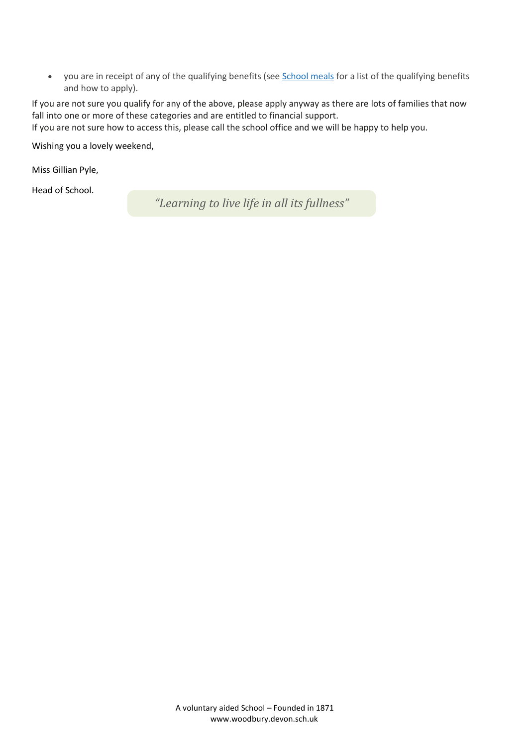- you are in receipt of any of the qualifying benefits (see [School meals] for a list of the qualifying benefits and how to apply).

If you are not sure you qualify for any of the above, please apply anyway as there are lots of families that now fall into one or more of these categories and are entitled to financial support.
If you are not sure how to access this, please call the school office and we will be happy to help you.

Wishing you a lovely weekend,

Miss Gillian Pyle,

Head of School.

*"Learning to live life in all its fullness"*

A voluntary aided School – Founded in 1871
www.woodbury.devon.sch.uk